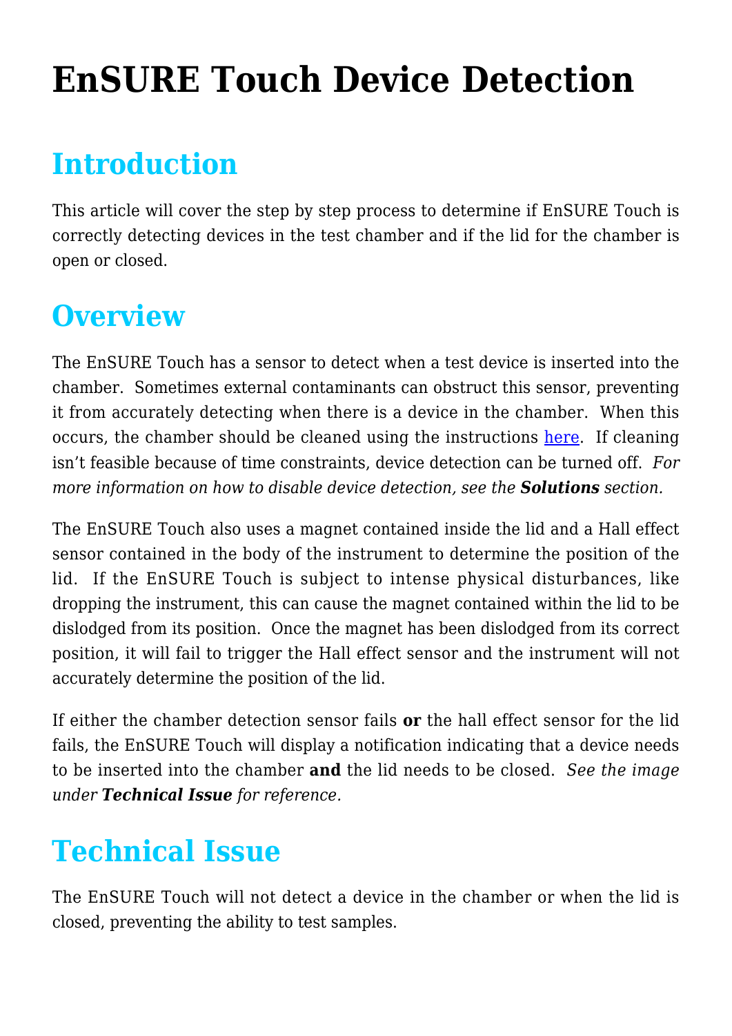# EnSURE Touch Device Detection

## Introduction

This article will cover the step by step process to determine if EnSURE Touch is correctly detecting devices in the test chamber and if the lid for the chamber is open or closed.

## Overview

The EnSURE Touch has a sensor to detect when a test device is inserted into the chamber. Sometimes external contaminants can obstruct this sensor, preventing it from accurately detecting when there is a device in the chamber. When this occurs, the chamber should be cleaned using the instructions [here](). If cleaning isn't feasible because of time constraints, device detection can be turned off. *For more information on how to disable device detection, see the **Solutions** section.*

The EnSURE Touch also uses a magnet contained inside the lid and a Hall effect sensor contained in the body of the instrument to determine the position of the lid. If the EnSURE Touch is subject to intense physical disturbances, like dropping the instrument, this can cause the magnet contained within the lid to be dislodged from its position. Once the magnet has been dislodged from its correct position, it will fail to trigger the Hall effect sensor and the instrument will not accurately determine the position of the lid.

If either the chamber detection sensor fails **or** the hall effect sensor for the lid fails, the EnSURE Touch will display a notification indicating that a device needs to be inserted into the chamber **and** the lid needs to be closed. *See the image under **Technical Issue** for reference.*

## Technical Issue

The EnSURE Touch will not detect a device in the chamber or when the lid is closed, preventing the ability to test samples.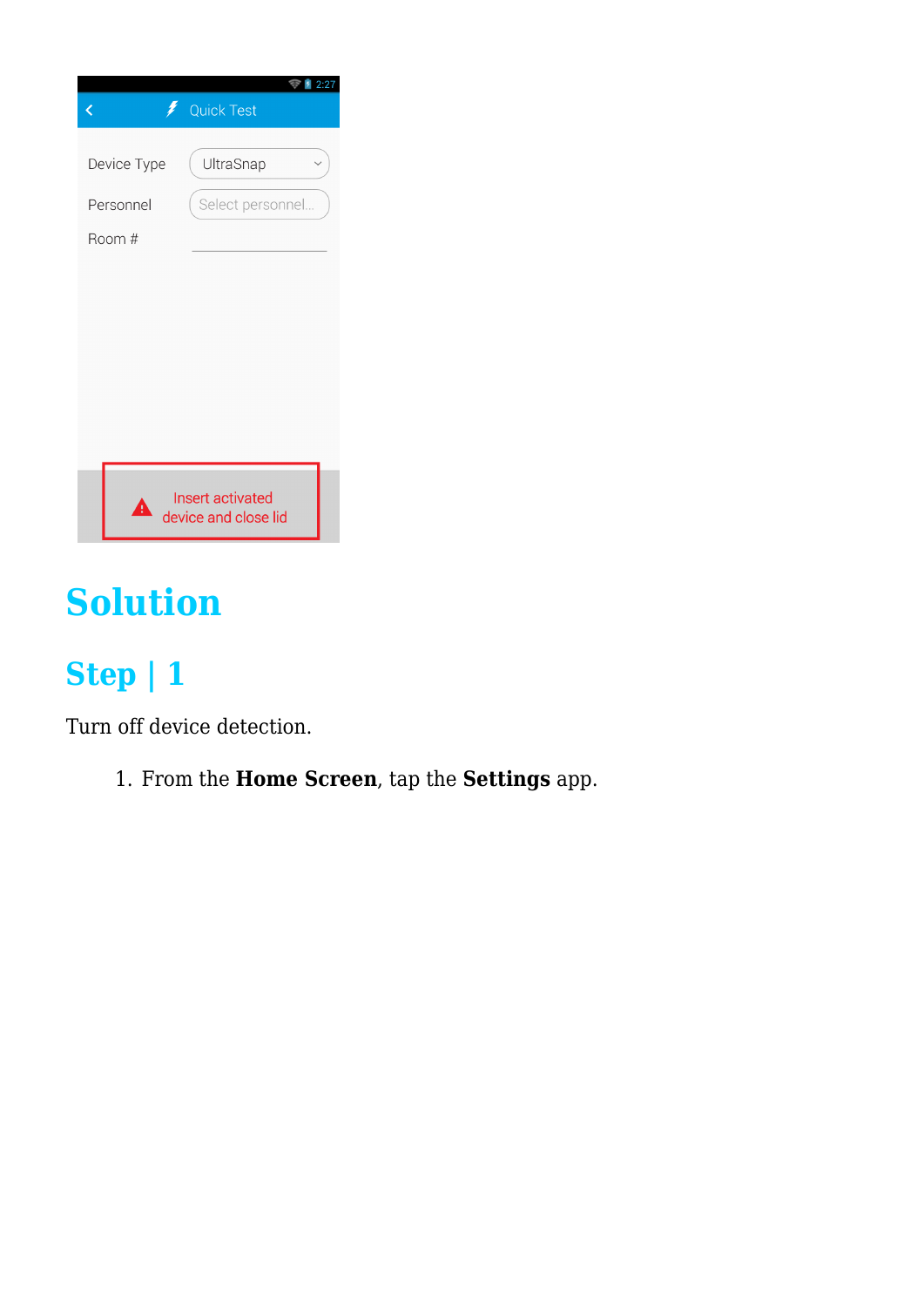# Solution

## Step | 1

Turn off device detection.

1. From the **Home Screen**, tap the **Settings** app.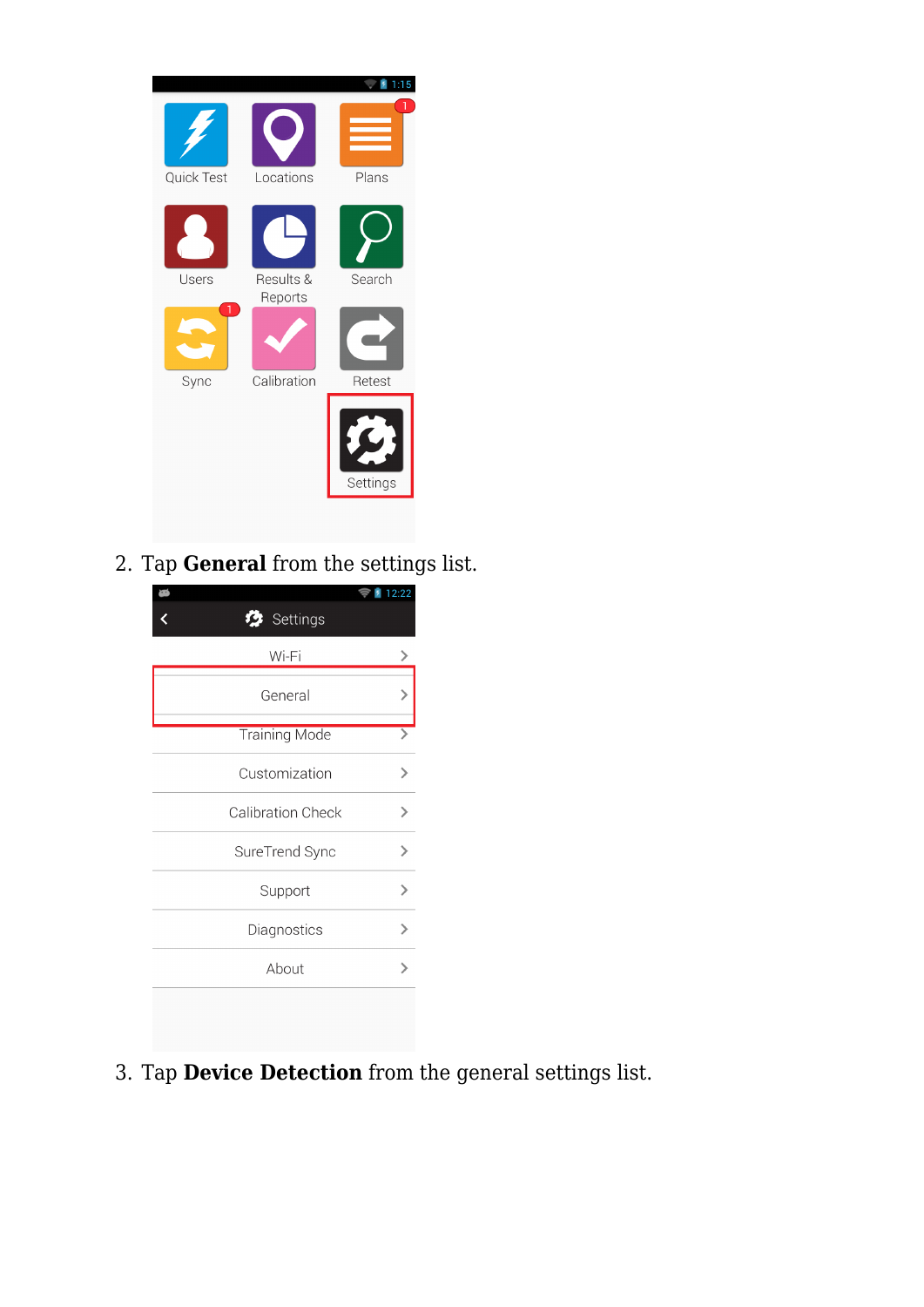2. Tap **General** from the settings list.

3. Tap **Device Detection** from the general settings list.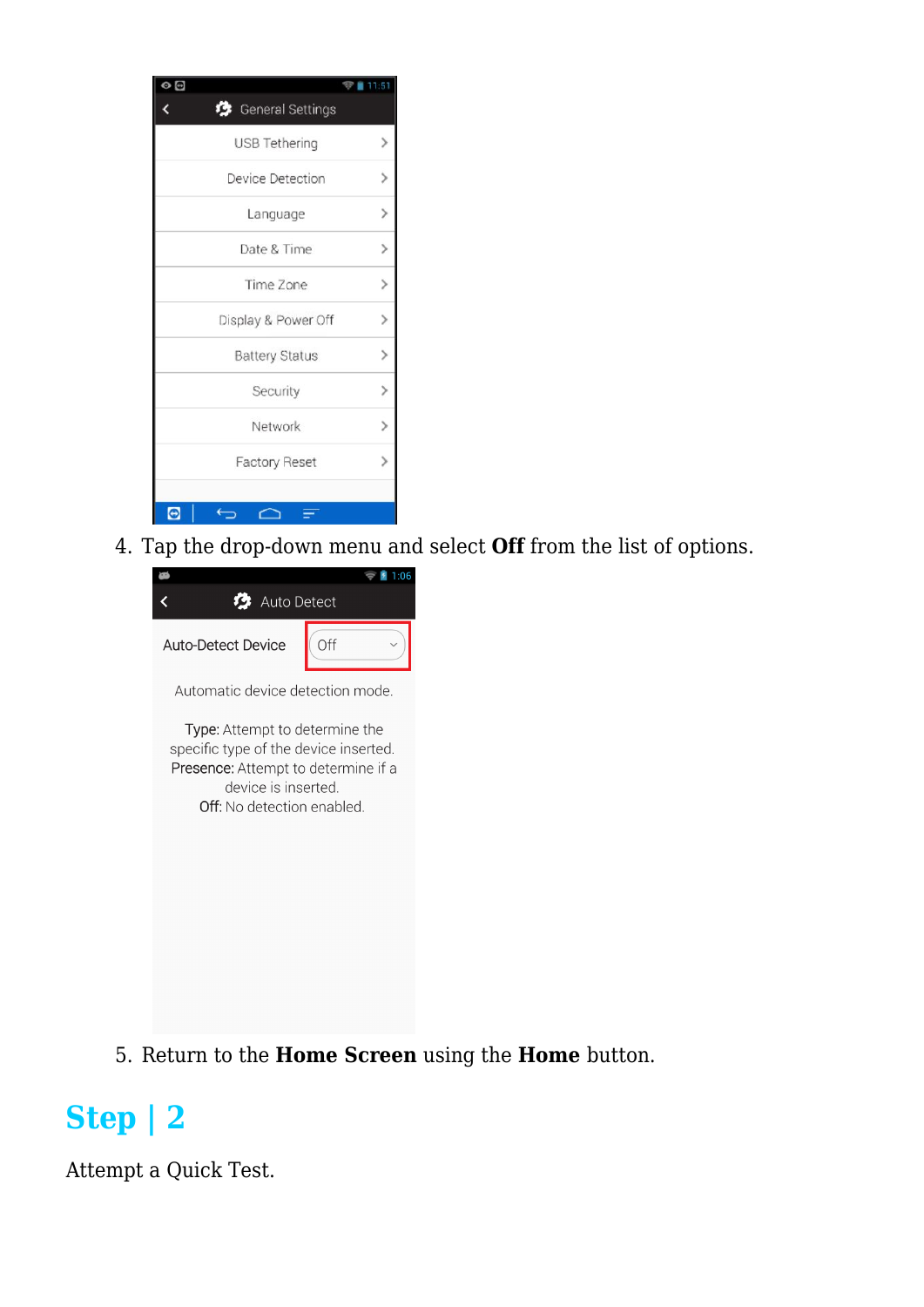4. Tap the drop-down menu and select **Off** from the list of options.

5. Return to the **Home Screen** using the **Home** button.

## Step | 2

Attempt a Quick Test.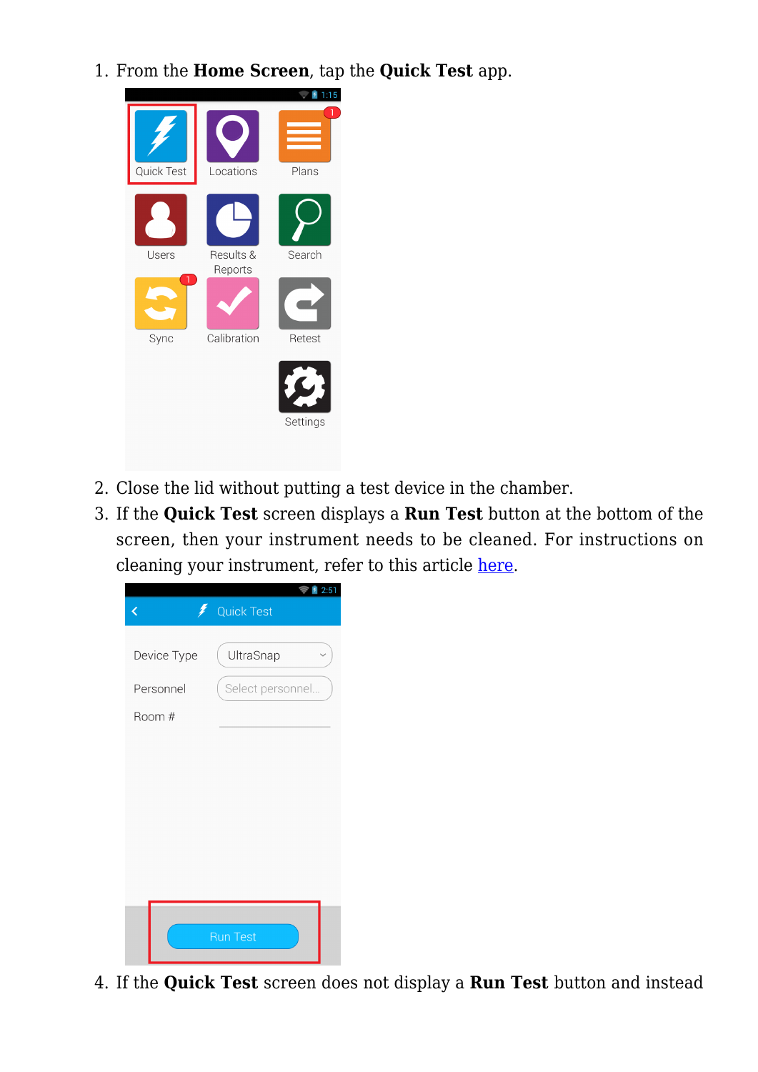1. From the **Home Screen**, tap the **Quick Test** app.

2. Close the lid without putting a test device in the chamber.
3. If the **Quick Test** screen displays a **Run Test** button at the bottom of the screen, then your instrument needs to be cleaned. For instructions on cleaning your instrument, refer to this article here.

4. If the **Quick Test** screen does not display a **Run Test** button and instead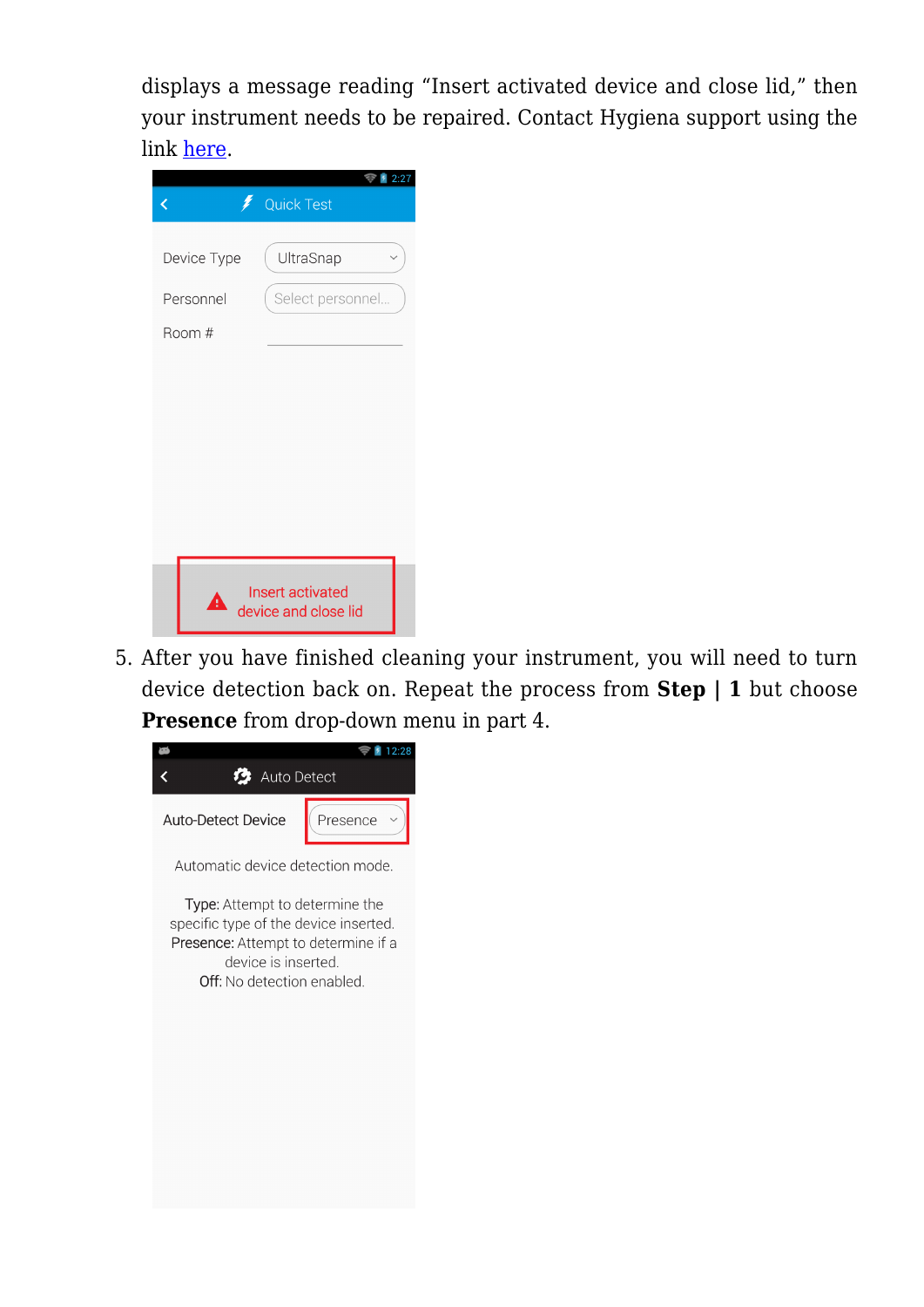displays a message reading "Insert activated device and close lid," then your instrument needs to be repaired. Contact Hygiena support using the link here.

5. After you have finished cleaning your instrument, you will need to turn device detection back on. Repeat the process from **Step | 1** but choose **Presence** from drop-down menu in part 4.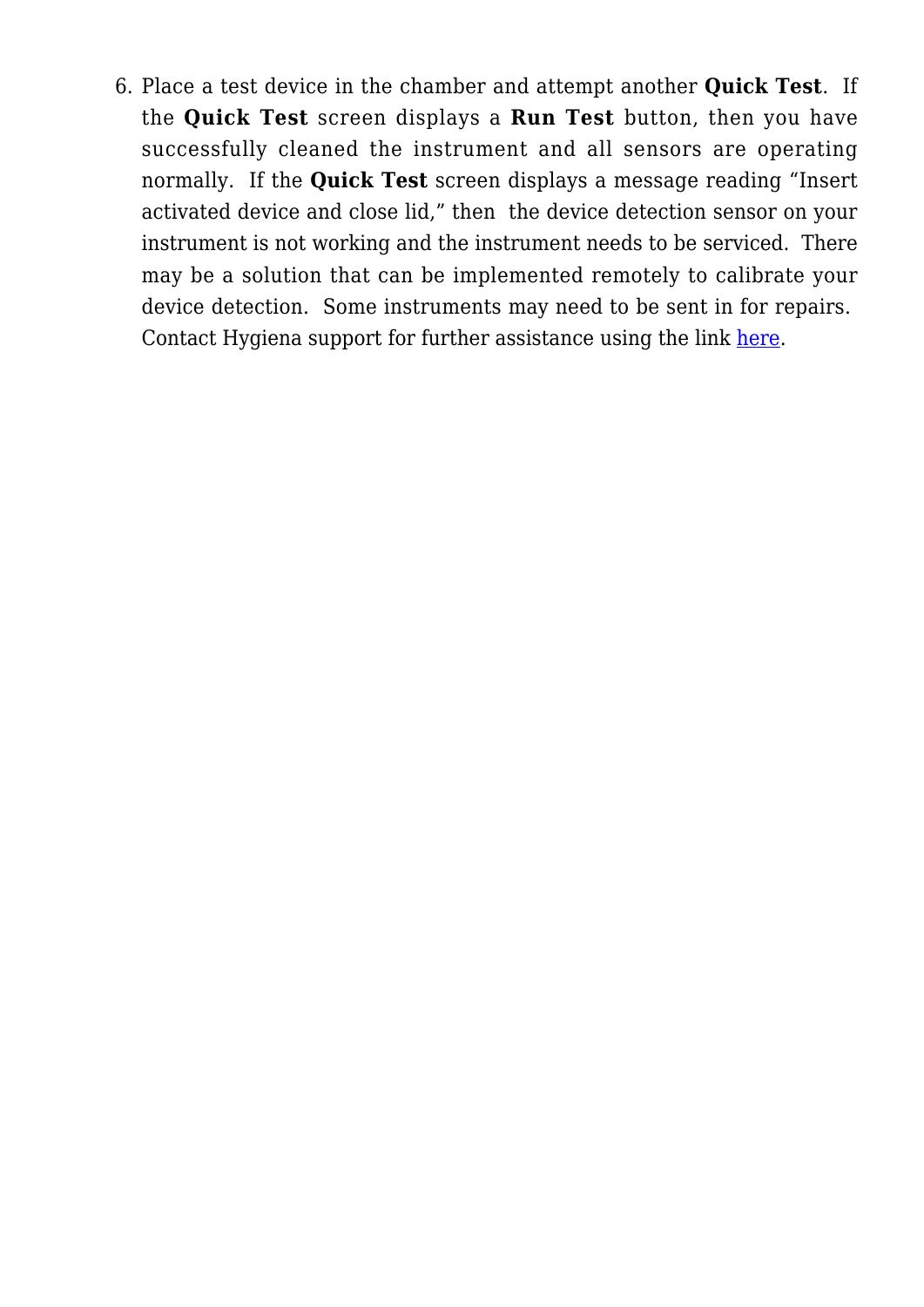6. Place a test device in the chamber and attempt another **Quick Test**. If the **Quick Test** screen displays a **Run Test** button, then you have successfully cleaned the instrument and all sensors are operating normally. If the **Quick Test** screen displays a message reading "Insert activated device and close lid," then the device detection sensor on your instrument is not working and the instrument needs to be serviced. There may be a solution that can be implemented remotely to calibrate your device detection. Some instruments may need to be sent in for repairs. Contact Hygiena support for further assistance using the link here.